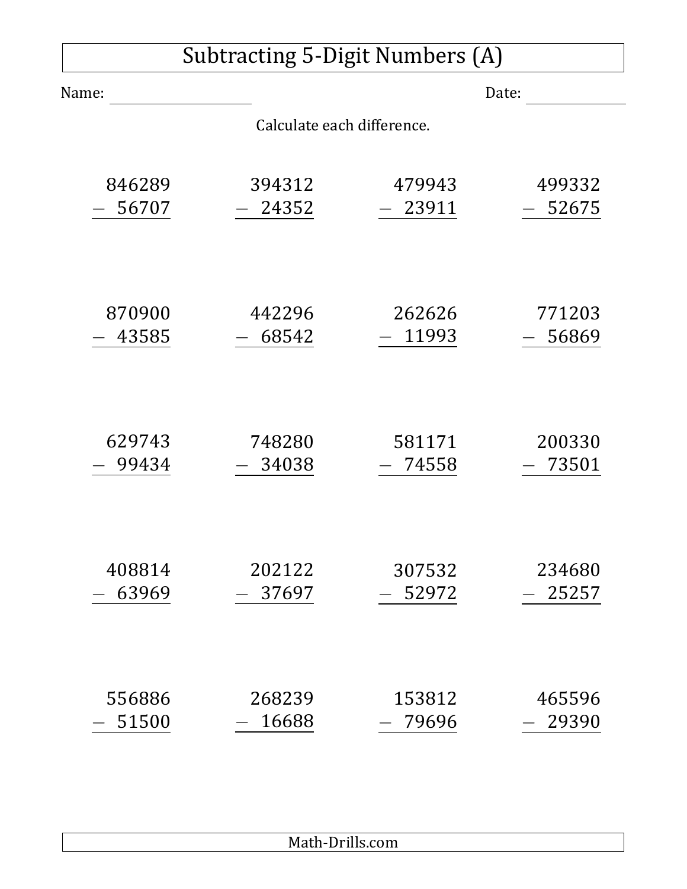# Subtracting 5-Digit Numbers (A)

Name: ____________________ Date: ______________

Calculate each difference.

$$\begin{array}{r} 846289 \\ -\ 56707 \\ \hline \end{array} \qquad \begin{array}{r} 394312 \\ -\ 24352 \\ \hline \end{array} \qquad \begin{array}{r} 479943 \\ -\ 23911 \\ \hline \end{array} \qquad \begin{array}{r} 499332 \\ -\ 52675 \\ \hline \end{array}$$

$$\begin{array}{r} 870900 \\ -\ 43585 \\ \hline \end{array} \qquad \begin{array}{r} 442296 \\ -\ 68542 \\ \hline \end{array} \qquad \begin{array}{r} 262626 \\ -\ 11993 \\ \hline \end{array} \qquad \begin{array}{r} 771203 \\ -\ 56869 \\ \hline \end{array}$$

$$\begin{array}{r} 629743 \\ -\ 99434 \\ \hline \end{array} \qquad \begin{array}{r} 748280 \\ -\ 34038 \\ \hline \end{array} \qquad \begin{array}{r} 581171 \\ -\ 74558 \\ \hline \end{array} \qquad \begin{array}{r} 200330 \\ -\ 73501 \\ \hline \end{array}$$

$$\begin{array}{r} 408814 \\ -\ 63969 \\ \hline \end{array} \qquad \begin{array}{r} 202122 \\ -\ 37697 \\ \hline \end{array} \qquad \begin{array}{r} 307532 \\ -\ 52972 \\ \hline \end{array} \qquad \begin{array}{r} 234680 \\ -\ 25257 \\ \hline \end{array}$$

$$\begin{array}{r} 556886 \\ -\ 51500 \\ \hline \end{array} \qquad \begin{array}{r} 268239 \\ -\ 16688 \\ \hline \end{array} \qquad \begin{array}{r} 153812 \\ -\ 79696 \\ \hline \end{array} \qquad \begin{array}{r} 465596 \\ -\ 29390 \\ \hline \end{array}$$

Math-Drills.com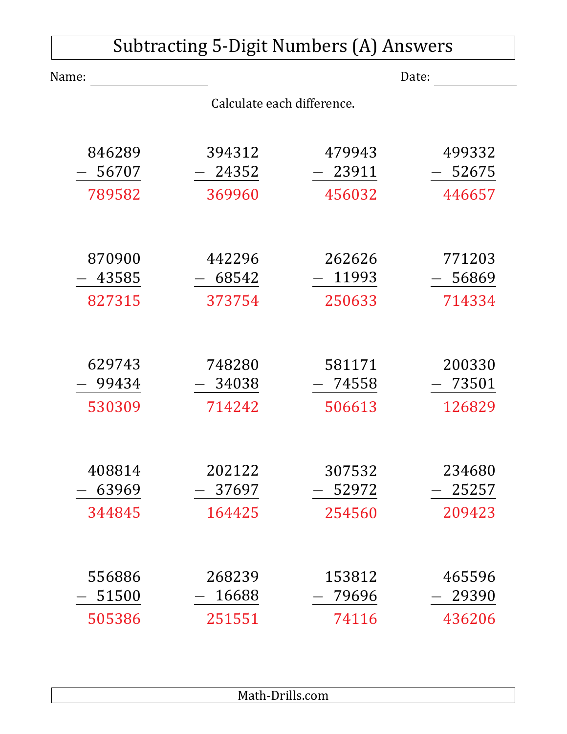# Subtracting 5-Digit Numbers (A) Answers

Name: ____________________ Date: ____________

Calculate each difference.

| | | | |
|---|---|---|---|
| $846289 - 56707 = 789582$ | $394312 - 24352 = 369960$ | $479943 - 23911 = 456032$ | $499332 - 52675 = 446657$ |
| $870900 - 43585 = 827315$ | $442296 - 68542 = 373754$ | $262626 - 11993 = 250633$ | $771203 - 56869 = 714334$ |
| $629743 - 99434 = 530309$ | $748280 - 34038 = 714242$ | $581171 - 74558 = 506613$ | $200330 - 73501 = 126829$ |
| $408814 - 63969 = 344845$ | $202122 - 37697 = 164425$ | $307532 - 52972 = 254560$ | $234680 - 25257 = 209423$ |
| $556886 - 51500 = 505386$ | $268239 - 16688 = 251551$ | $153812 - 79696 = 74116$ | $465596 - 29390 = 436206$ |

Math-Drills.com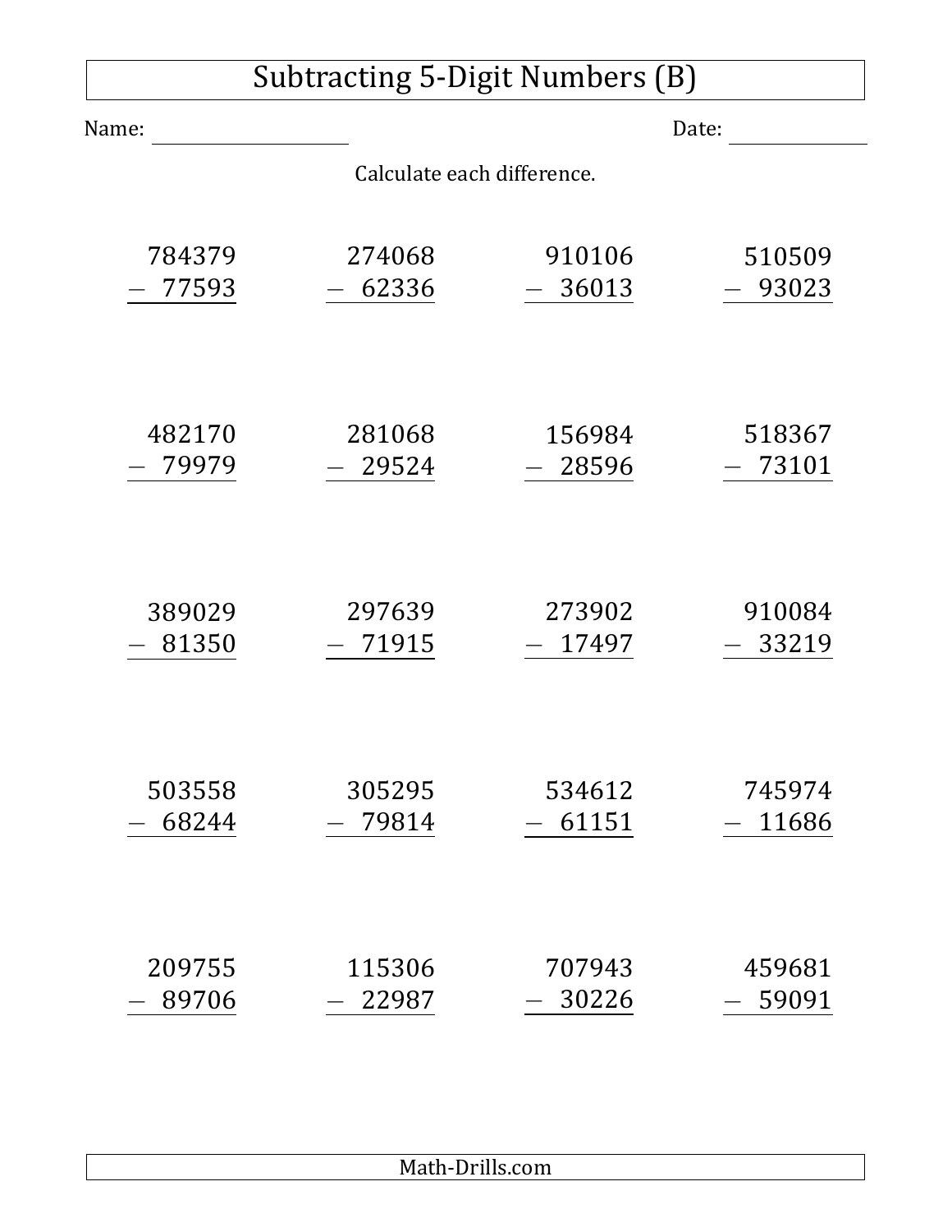# Subtracting 5-Digit Numbers (B)

Name: ____________________ Date: ______________

Calculate each difference.

| | | | |
|---|---|---|---|
| 784379 − 77593 | 274068 − 62336 | 910106 − 36013 | 510509 − 93023 |
| 482170 − 79979 | 281068 − 29524 | 156984 − 28596 | 518367 − 73101 |
| 389029 − 81350 | 297639 − 71915 | 273902 − 17497 | 910084 − 33219 |
| 503558 − 68244 | 305295 − 79814 | 534612 − 61151 | 745974 − 11686 |
| 209755 − 89706 | 115306 − 22987 | 707943 − 30226 | 459681 − 59091 |

Math-Drills.com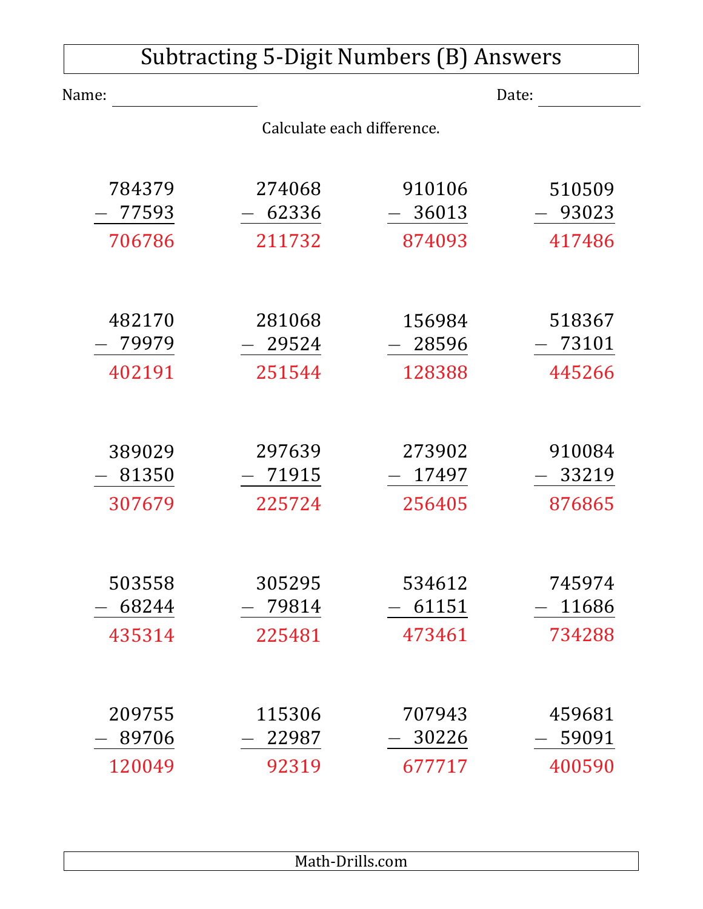# Subtracting 5-Digit Numbers (B) Answers

Name: ____________________ Date: ______________

Calculate each difference.

| | | | |
|---|---|---|---|
| 784379 − 77593 = 706786 | 274068 − 62336 = 211732 | 910106 − 36013 = 874093 | 510509 − 93023 = 417486 |
| 482170 − 79979 = 402191 | 281068 − 29524 = 251544 | 156984 − 28596 = 128388 | 518367 − 73101 = 445266 |
| 389029 − 81350 = 307679 | 297639 − 71915 = 225724 | 273902 − 17497 = 256405 | 910084 − 33219 = 876865 |
| 503558 − 68244 = 435314 | 305295 − 79814 = 225481 | 534612 − 61151 = 473461 | 745974 − 11686 = 734288 |
| 209755 − 89706 = 120049 | 115306 − 22987 = 92319 | 707943 − 30226 = 677717 | 459681 − 59091 = 400590 |

Math-Drills.com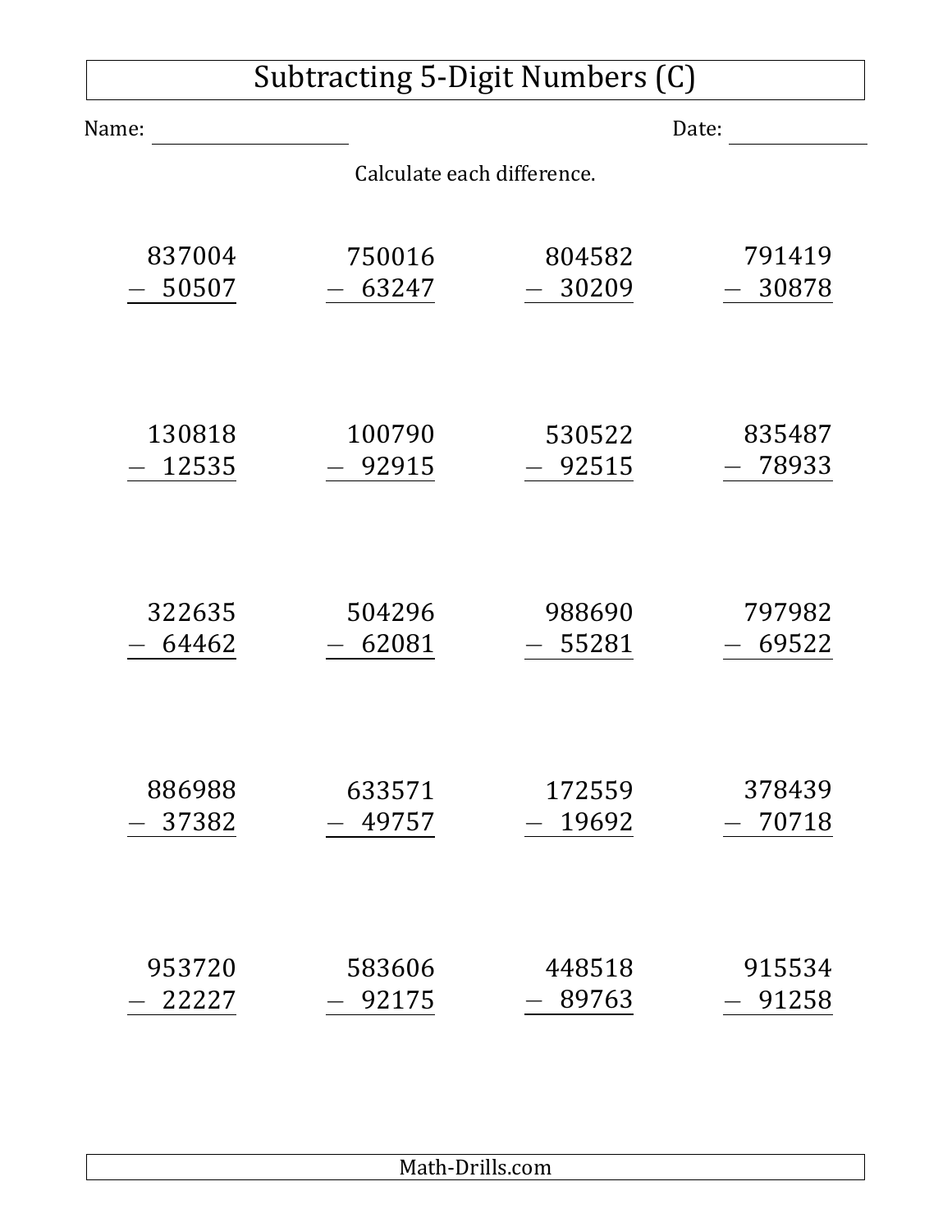# Subtracting 5-Digit Numbers (C)

Name: ____________________ Date: ______________

Calculate each difference.

$$\begin{array}{r} 837004 \\ -\ \ 50507 \\ \hline \end{array}$$

$$\begin{array}{r} 750016 \\ -\ \ 63247 \\ \hline \end{array}$$

$$\begin{array}{r} 804582 \\ -\ \ 30209 \\ \hline \end{array}$$

$$\begin{array}{r} 791419 \\ -\ \ 30878 \\ \hline \end{array}$$

$$\begin{array}{r} 130818 \\ -\ \ 12535 \\ \hline \end{array}$$

$$\begin{array}{r} 100790 \\ -\ \ 92915 \\ \hline \end{array}$$

$$\begin{array}{r} 530522 \\ -\ \ 92515 \\ \hline \end{array}$$

$$\begin{array}{r} 835487 \\ -\ \ 78933 \\ \hline \end{array}$$

$$\begin{array}{r} 322635 \\ -\ \ 64462 \\ \hline \end{array}$$

$$\begin{array}{r} 504296 \\ -\ \ 62081 \\ \hline \end{array}$$

$$\begin{array}{r} 988690 \\ -\ \ 55281 \\ \hline \end{array}$$

$$\begin{array}{r} 797982 \\ -\ \ 69522 \\ \hline \end{array}$$

$$\begin{array}{r} 886988 \\ -\ \ 37382 \\ \hline \end{array}$$

$$\begin{array}{r} 633571 \\ -\ \ 49757 \\ \hline \end{array}$$

$$\begin{array}{r} 172559 \\ -\ \ 19692 \\ \hline \end{array}$$

$$\begin{array}{r} 378439 \\ -\ \ 70718 \\ \hline \end{array}$$

$$\begin{array}{r} 953720 \\ -\ \ 22227 \\ \hline \end{array}$$

$$\begin{array}{r} 583606 \\ -\ \ 92175 \\ \hline \end{array}$$

$$\begin{array}{r} 448518 \\ -\ \ 89763 \\ \hline \end{array}$$

$$\begin{array}{r} 915534 \\ -\ \ 91258 \\ \hline \end{array}$$

Math-Drills.com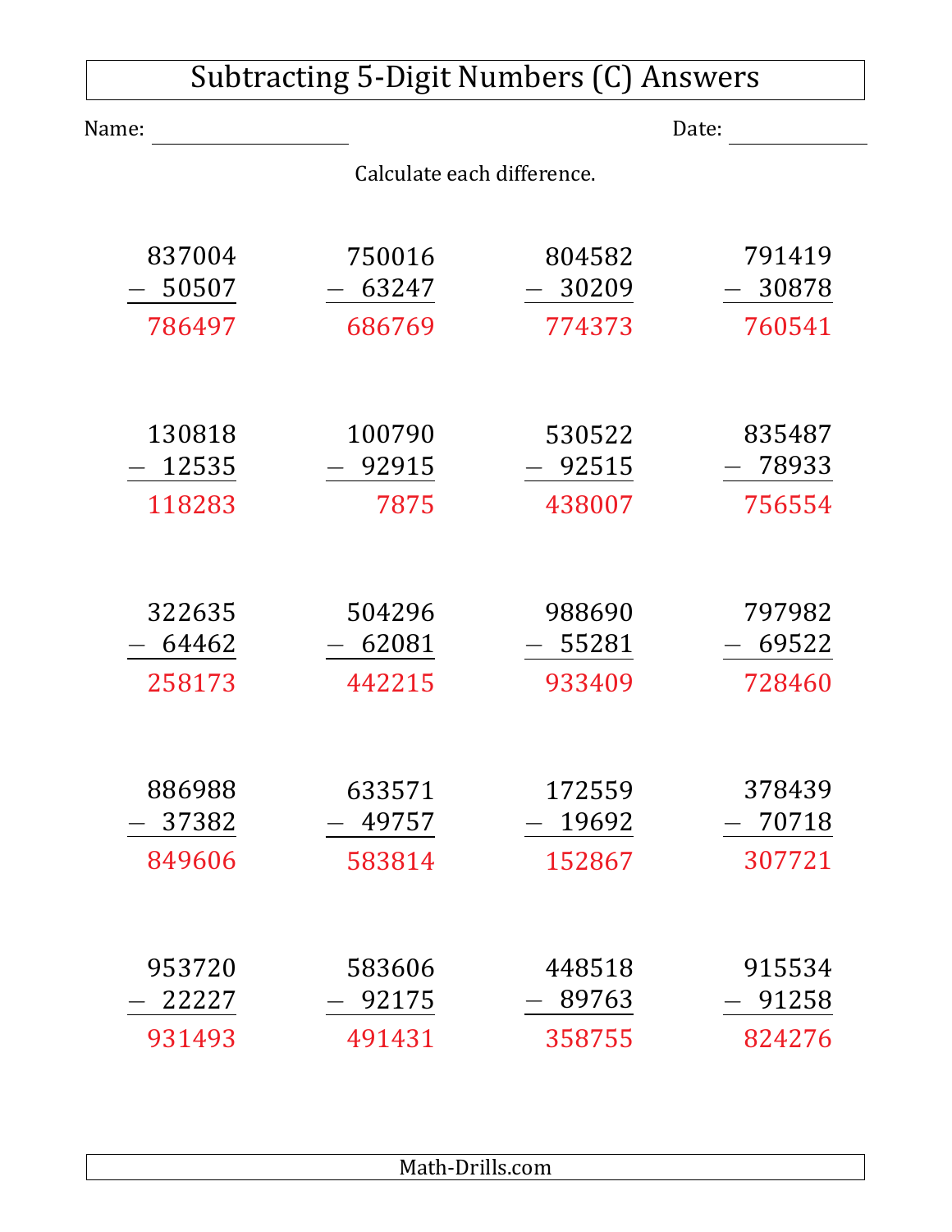# Subtracting 5-Digit Numbers (C) Answers

Name: ______________ Date: ______________

Calculate each difference.

| | | | |
|---|---|---|---|
| 837004 − 50507 = 786497 | 750016 − 63247 = 686769 | 804582 − 30209 = 774373 | 791419 − 30878 = 760541 |
| 130818 − 12535 = 118283 | 100790 − 92915 = 7875 | 530522 − 92515 = 438007 | 835487 − 78933 = 756554 |
| 322635 − 64462 = 258173 | 504296 − 62081 = 442215 | 988690 − 55281 = 933409 | 797982 − 69522 = 728460 |
| 886988 − 37382 = 849606 | 633571 − 49757 = 583814 | 172559 − 19692 = 152867 | 378439 − 70718 = 307721 |
| 953720 − 22227 = 931493 | 583606 − 92175 = 491431 | 448518 − 89763 = 358755 | 915534 − 91258 = 824276 |

Math-Drills.com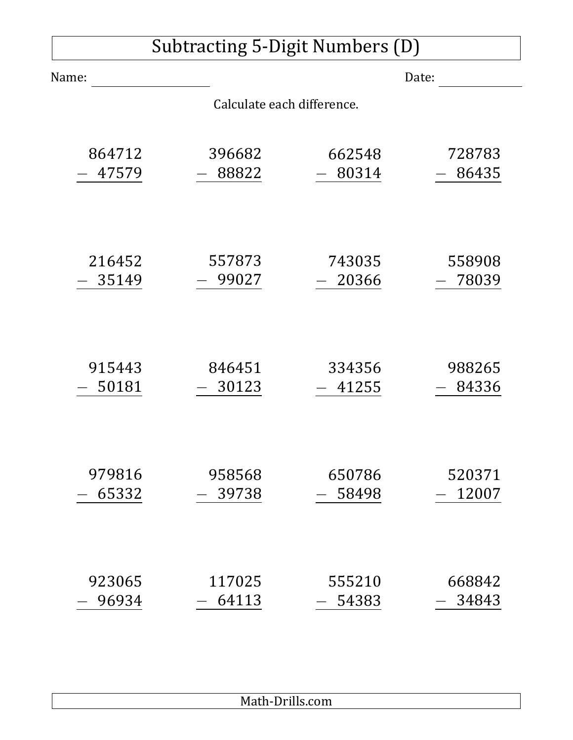# Subtracting 5-Digit Numbers (D)

Name: ____________________ Date: ______________

Calculate each difference.

$$\begin{array}{r} 864712 \\ -\ \ 47579 \\ \hline \end{array}$$

$$\begin{array}{r} 396682 \\ -\ \ 88822 \\ \hline \end{array}$$

$$\begin{array}{r} 662548 \\ -\ \ 80314 \\ \hline \end{array}$$

$$\begin{array}{r} 728783 \\ -\ \ 86435 \\ \hline \end{array}$$

$$\begin{array}{r} 216452 \\ -\ \ 35149 \\ \hline \end{array}$$

$$\begin{array}{r} 557873 \\ -\ \ 99027 \\ \hline \end{array}$$

$$\begin{array}{r} 743035 \\ -\ \ 20366 \\ \hline \end{array}$$

$$\begin{array}{r} 558908 \\ -\ \ 78039 \\ \hline \end{array}$$

$$\begin{array}{r} 915443 \\ -\ \ 50181 \\ \hline \end{array}$$

$$\begin{array}{r} 846451 \\ -\ \ 30123 \\ \hline \end{array}$$

$$\begin{array}{r} 334356 \\ -\ \ 41255 \\ \hline \end{array}$$

$$\begin{array}{r} 988265 \\ -\ \ 84336 \\ \hline \end{array}$$

$$\begin{array}{r} 979816 \\ -\ \ 65332 \\ \hline \end{array}$$

$$\begin{array}{r} 958568 \\ -\ \ 39738 \\ \hline \end{array}$$

$$\begin{array}{r} 650786 \\ -\ \ 58498 \\ \hline \end{array}$$

$$\begin{array}{r} 520371 \\ -\ \ 12007 \\ \hline \end{array}$$

$$\begin{array}{r} 923065 \\ -\ \ 96934 \\ \hline \end{array}$$

$$\begin{array}{r} 117025 \\ -\ \ 64113 \\ \hline \end{array}$$

$$\begin{array}{r} 555210 \\ -\ \ 54383 \\ \hline \end{array}$$

$$\begin{array}{r} 668842 \\ -\ \ 34843 \\ \hline \end{array}$$

Math-Drills.com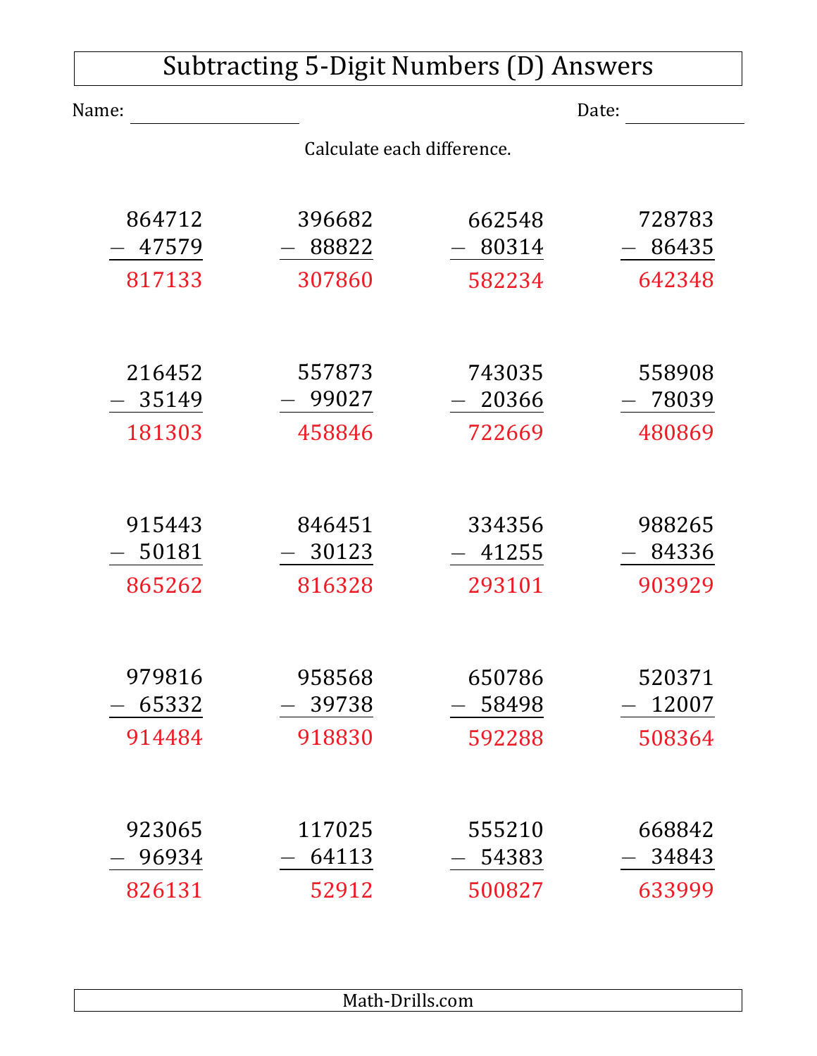# Subtracting 5-Digit Numbers (D) Answers

Name: ____________________ Date: ______________

Calculate each difference.

| | | | |
|---|---|---|---|
| 864712 − 47579 = 817133 | 396682 − 88822 = 307860 | 662548 − 80314 = 582234 | 728783 − 86435 = 642348 |
| 216452 − 35149 = 181303 | 557873 − 99027 = 458846 | 743035 − 20366 = 722669 | 558908 − 78039 = 480869 |
| 915443 − 50181 = 865262 | 846451 − 30123 = 816328 | 334356 − 41255 = 293101 | 988265 − 84336 = 903929 |
| 979816 − 65332 = 914484 | 958568 − 39738 = 918830 | 650786 − 58498 = 592288 | 520371 − 12007 = 508364 |
| 923065 − 96934 = 826131 | 117025 − 64113 = 52912 | 555210 − 54383 = 500827 | 668842 − 34843 = 633999 |

Math-Drills.com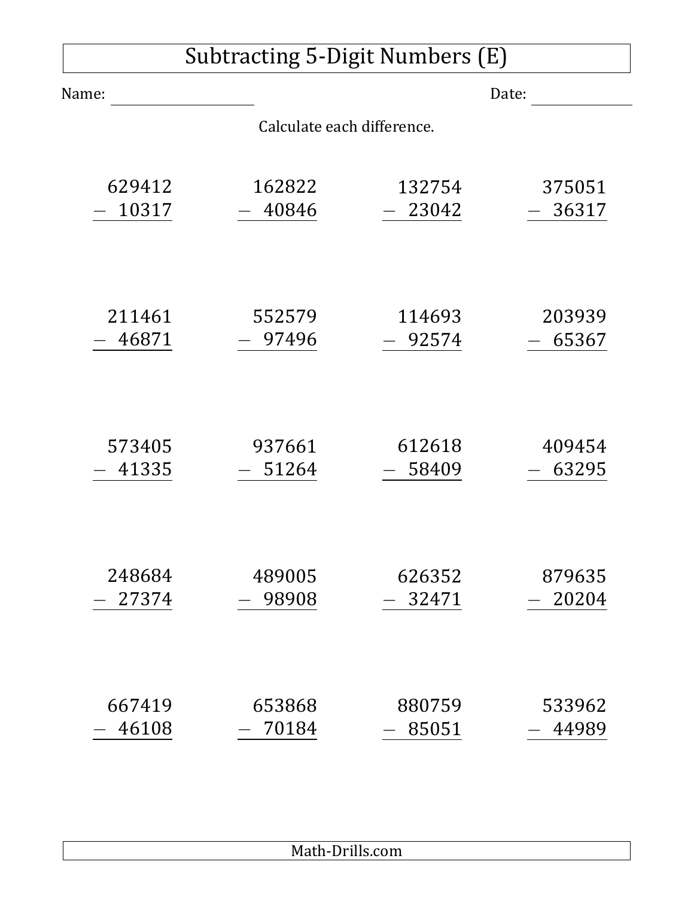# Subtracting 5-Digit Numbers (E)

Name: ____________________ Date: ______________

Calculate each difference.

$$\begin{array}{r} 629412 \\ -\ \ 10317 \\ \hline \end{array}$$

$$\begin{array}{r} 162822 \\ -\ \ 40846 \\ \hline \end{array}$$

$$\begin{array}{r} 132754 \\ -\ \ 23042 \\ \hline \end{array}$$

$$\begin{array}{r} 375051 \\ -\ \ 36317 \\ \hline \end{array}$$

$$\begin{array}{r} 211461 \\ -\ \ 46871 \\ \hline \end{array}$$

$$\begin{array}{r} 552579 \\ -\ \ 97496 \\ \hline \end{array}$$

$$\begin{array}{r} 114693 \\ -\ \ 92574 \\ \hline \end{array}$$

$$\begin{array}{r} 203939 \\ -\ \ 65367 \\ \hline \end{array}$$

$$\begin{array}{r} 573405 \\ -\ \ 41335 \\ \hline \end{array}$$

$$\begin{array}{r} 937661 \\ -\ \ 51264 \\ \hline \end{array}$$

$$\begin{array}{r} 612618 \\ -\ \ 58409 \\ \hline \end{array}$$

$$\begin{array}{r} 409454 \\ -\ \ 63295 \\ \hline \end{array}$$

$$\begin{array}{r} 248684 \\ -\ \ 27374 \\ \hline \end{array}$$

$$\begin{array}{r} 489005 \\ -\ \ 98908 \\ \hline \end{array}$$

$$\begin{array}{r} 626352 \\ -\ \ 32471 \\ \hline \end{array}$$

$$\begin{array}{r} 879635 \\ -\ \ 20204 \\ \hline \end{array}$$

$$\begin{array}{r} 667419 \\ -\ \ 46108 \\ \hline \end{array}$$

$$\begin{array}{r} 653868 \\ -\ \ 70184 \\ \hline \end{array}$$

$$\begin{array}{r} 880759 \\ -\ \ 85051 \\ \hline \end{array}$$

$$\begin{array}{r} 533962 \\ -\ \ 44989 \\ \hline \end{array}$$

Math-Drills.com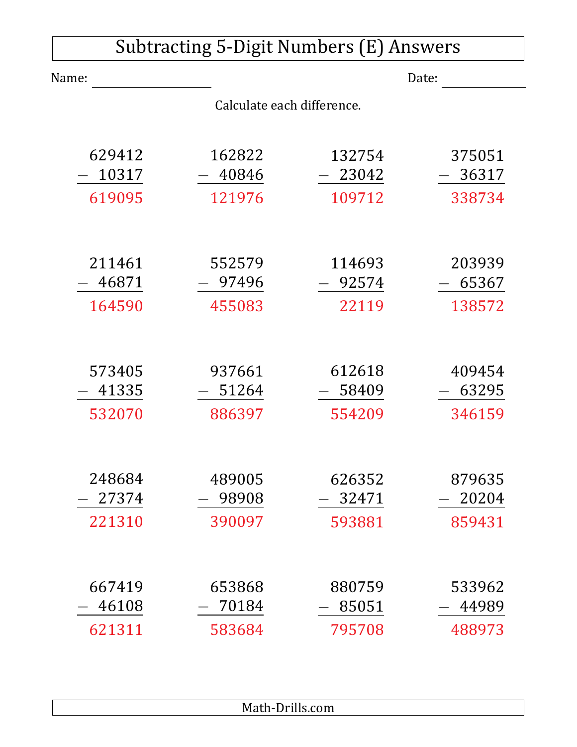# Subtracting 5-Digit Numbers (E) Answers

Name: ____________________ Date: ____________

Calculate each difference.

| | | | |
|---|---|---|---|
| $629412 - 10317 = 619095$ | $162822 - 40846 = 121976$ | $132754 - 23042 = 109712$ | $375051 - 36317 = 338734$ |
| $211461 - 46871 = 164590$ | $552579 - 97496 = 455083$ | $114693 - 92574 = 22119$ | $203939 - 65367 = 138572$ |
| $573405 - 41335 = 532070$ | $937661 - 51264 = 886397$ | $612618 - 58409 = 554209$ | $409454 - 63295 = 346159$ |
| $248684 - 27374 = 221310$ | $489005 - 98908 = 390097$ | $626352 - 32471 = 593881$ | $879635 - 20204 = 859431$ |
| $667419 - 46108 = 621311$ | $653868 - 70184 = 583684$ | $880759 - 85051 = 795708$ | $533962 - 44989 = 488973$ |

Math-Drills.com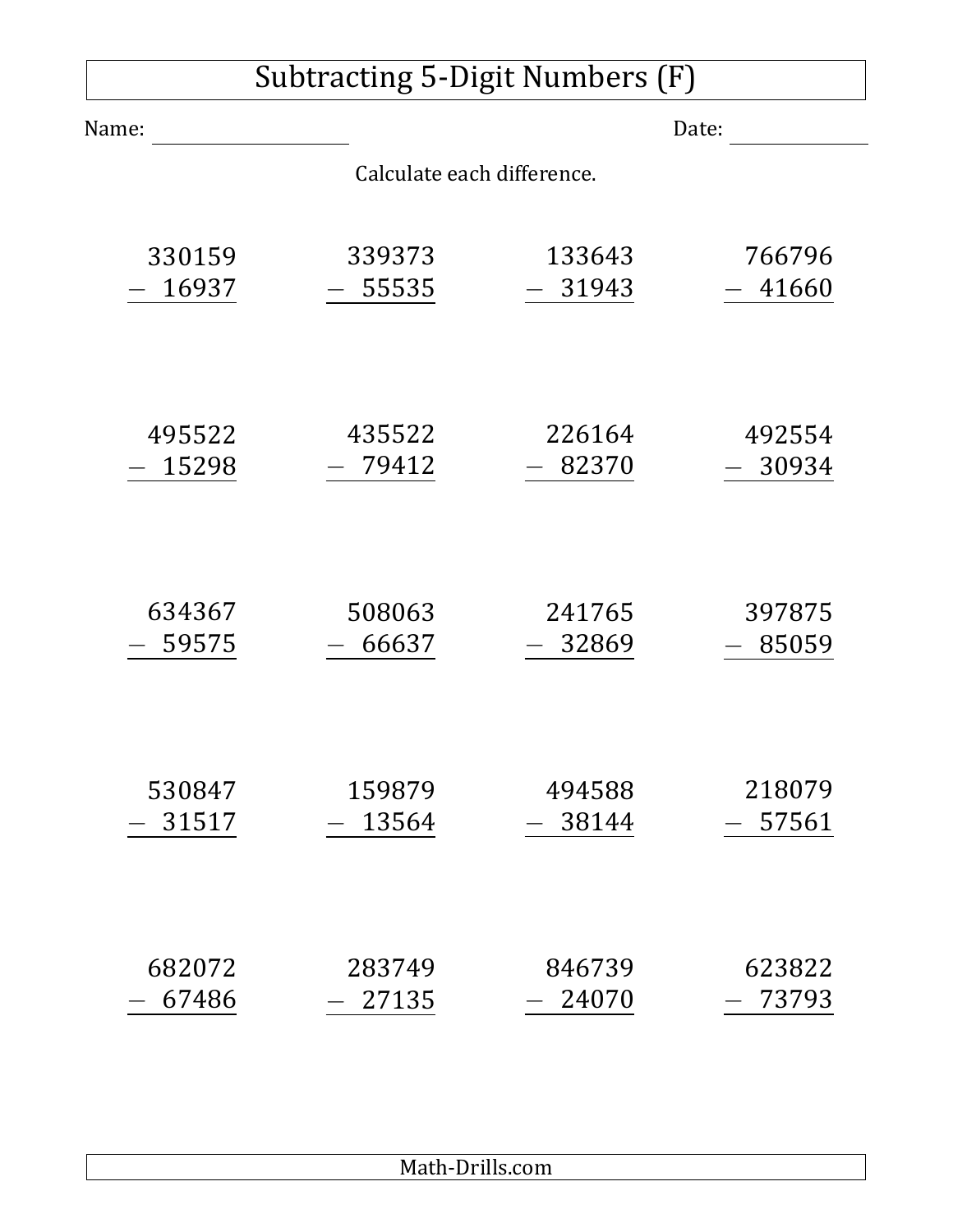# Subtracting 5-Digit Numbers (F)

Name: ____________________ Date: ______________

Calculate each difference.

$$\begin{array}{r} 330159 \\ -\ \ 16937 \\ \hline \end{array} \quad \begin{array}{r} 339373 \\ -\ \ 55535 \\ \hline \end{array} \quad \begin{array}{r} 133643 \\ -\ \ 31943 \\ \hline \end{array} \quad \begin{array}{r} 766796 \\ -\ \ 41660 \\ \hline \end{array}$$

$$\begin{array}{r} 495522 \\ -\ \ 15298 \\ \hline \end{array} \quad \begin{array}{r} 435522 \\ -\ \ 79412 \\ \hline \end{array} \quad \begin{array}{r} 226164 \\ -\ \ 82370 \\ \hline \end{array} \quad \begin{array}{r} 492554 \\ -\ \ 30934 \\ \hline \end{array}$$

$$\begin{array}{r} 634367 \\ -\ \ 59575 \\ \hline \end{array} \quad \begin{array}{r} 508063 \\ -\ \ 66637 \\ \hline \end{array} \quad \begin{array}{r} 241765 \\ -\ \ 32869 \\ \hline \end{array} \quad \begin{array}{r} 397875 \\ -\ \ 85059 \\ \hline \end{array}$$

$$\begin{array}{r} 530847 \\ -\ \ 31517 \\ \hline \end{array} \quad \begin{array}{r} 159879 \\ -\ \ 13564 \\ \hline \end{array} \quad \begin{array}{r} 494588 \\ -\ \ 38144 \\ \hline \end{array} \quad \begin{array}{r} 218079 \\ -\ \ 57561 \\ \hline \end{array}$$

$$\begin{array}{r} 682072 \\ -\ \ 67486 \\ \hline \end{array} \quad \begin{array}{r} 283749 \\ -\ \ 27135 \\ \hline \end{array} \quad \begin{array}{r} 846739 \\ -\ \ 24070 \\ \hline \end{array} \quad \begin{array}{r} 623822 \\ -\ \ 73793 \\ \hline \end{array}$$

Math-Drills.com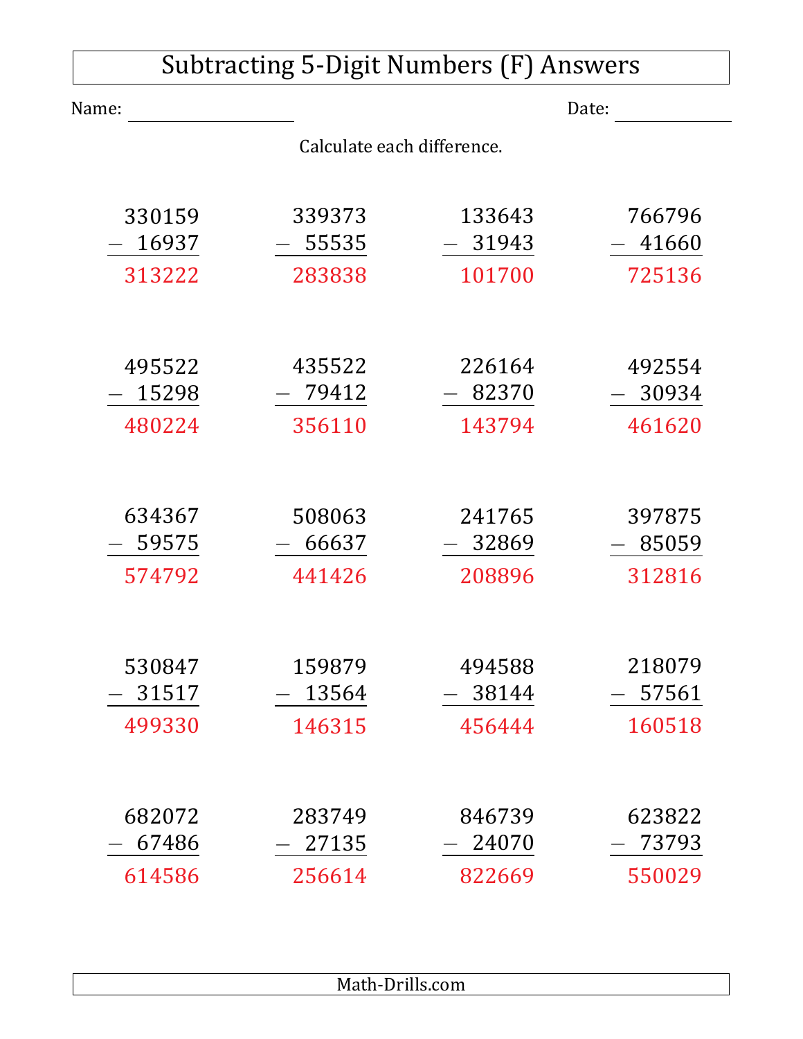# Subtracting 5-Digit Numbers (F) Answers

Name: ____________________ Date: ______________

Calculate each difference.

| | | | |
|---|---|---|---|
| 330159 − 16937 = 313222 | 339373 − 55535 = 283838 | 133643 − 31943 = 101700 | 766796 − 41660 = 725136 |
| 495522 − 15298 = 480224 | 435522 − 79412 = 356110 | 226164 − 82370 = 143794 | 492554 − 30934 = 461620 |
| 634367 − 59575 = 574792 | 508063 − 66637 = 441426 | 241765 − 32869 = 208896 | 397875 − 85059 = 312816 |
| 530847 − 31517 = 499330 | 159879 − 13564 = 146315 | 494588 − 38144 = 456444 | 218079 − 57561 = 160518 |
| 682072 − 67486 = 614586 | 283749 − 27135 = 256614 | 846739 − 24070 = 822669 | 623822 − 73793 = 550029 |

Math-Drills.com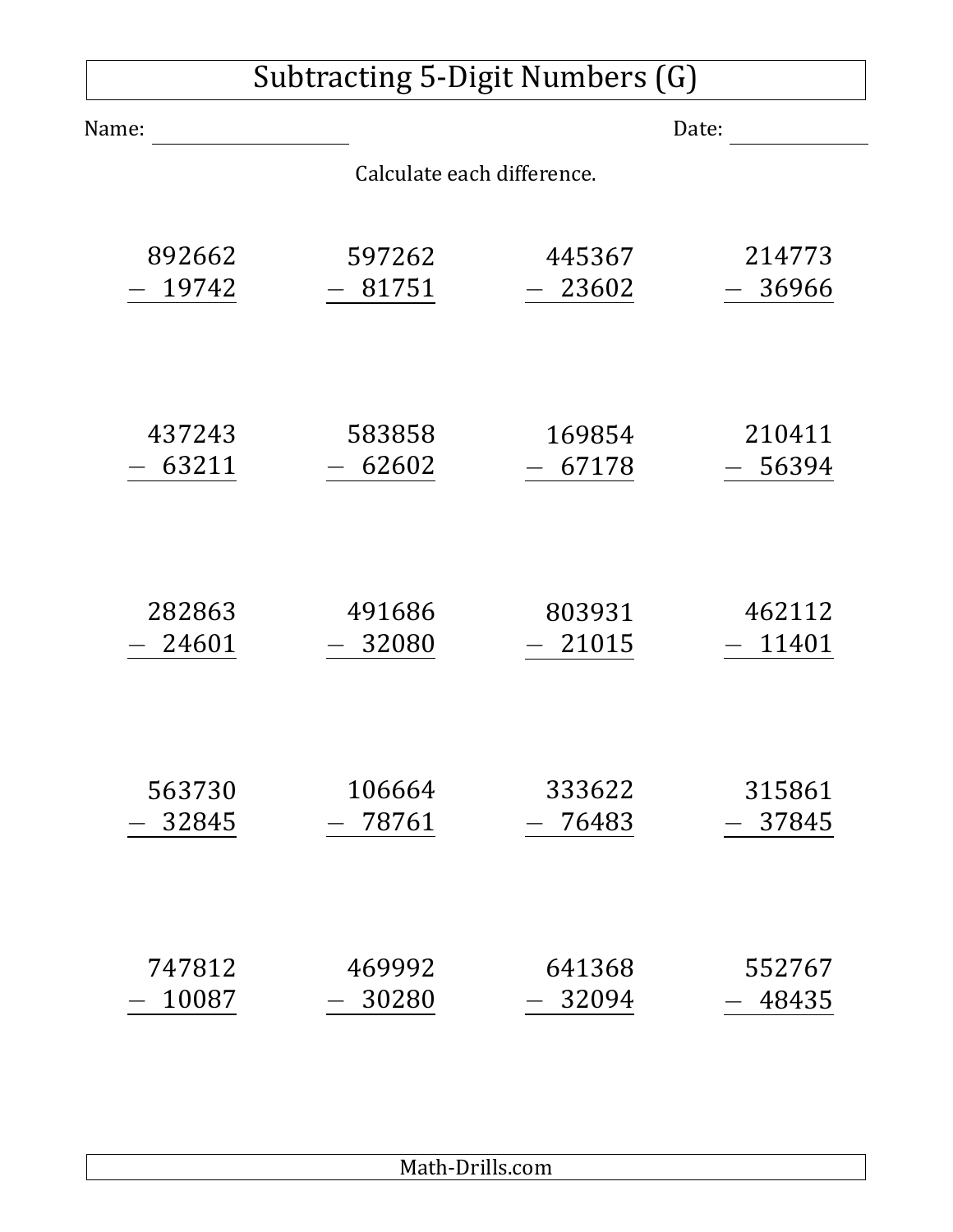# Subtracting 5-Digit Numbers (G)

Name: ____________________ Date: ____________

Calculate each difference.

| | | | |
|---|---|---|---|
| 892662 − 19742 | 597262 − 81751 | 445367 − 23602 | 214773 − 36966 |
| 437243 − 63211 | 583858 − 62602 | 169854 − 67178 | 210411 − 56394 |
| 282863 − 24601 | 491686 − 32080 | 803931 − 21015 | 462112 − 11401 |
| 563730 − 32845 | 106664 − 78761 | 333622 − 76483 | 315861 − 37845 |
| 747812 − 10087 | 469992 − 30280 | 641368 − 32094 | 552767 − 48435 |

Math-Drills.com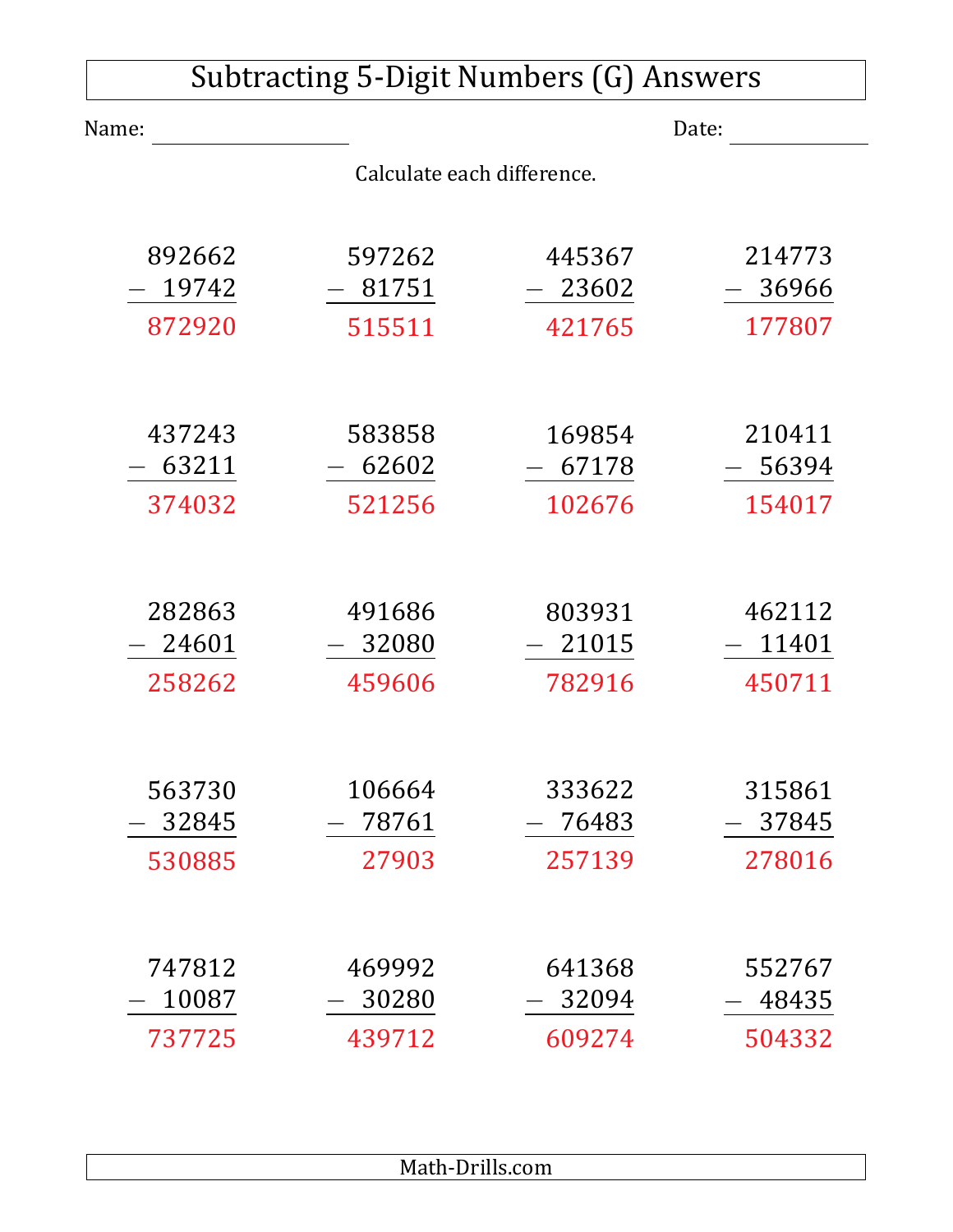# Subtracting 5-Digit Numbers (G) Answers

Name: ____________________ Date: ______________

Calculate each difference.

| | | | |
|---|---|---|---|
| 892662 − 19742 = 872920 | 597262 − 81751 = 515511 | 445367 − 23602 = 421765 | 214773 − 36966 = 177807 |
| 437243 − 63211 = 374032 | 583858 − 62602 = 521256 | 169854 − 67178 = 102676 | 210411 − 56394 = 154017 |
| 282863 − 24601 = 258262 | 491686 − 32080 = 459606 | 803931 − 21015 = 782916 | 462112 − 11401 = 450711 |
| 563730 − 32845 = 530885 | 106664 − 78761 = 27903 | 333622 − 76483 = 257139 | 315861 − 37845 = 278016 |
| 747812 − 10087 = 737725 | 469992 − 30280 = 439712 | 641368 − 32094 = 609274 | 552767 − 48435 = 504332 |

Math-Drills.com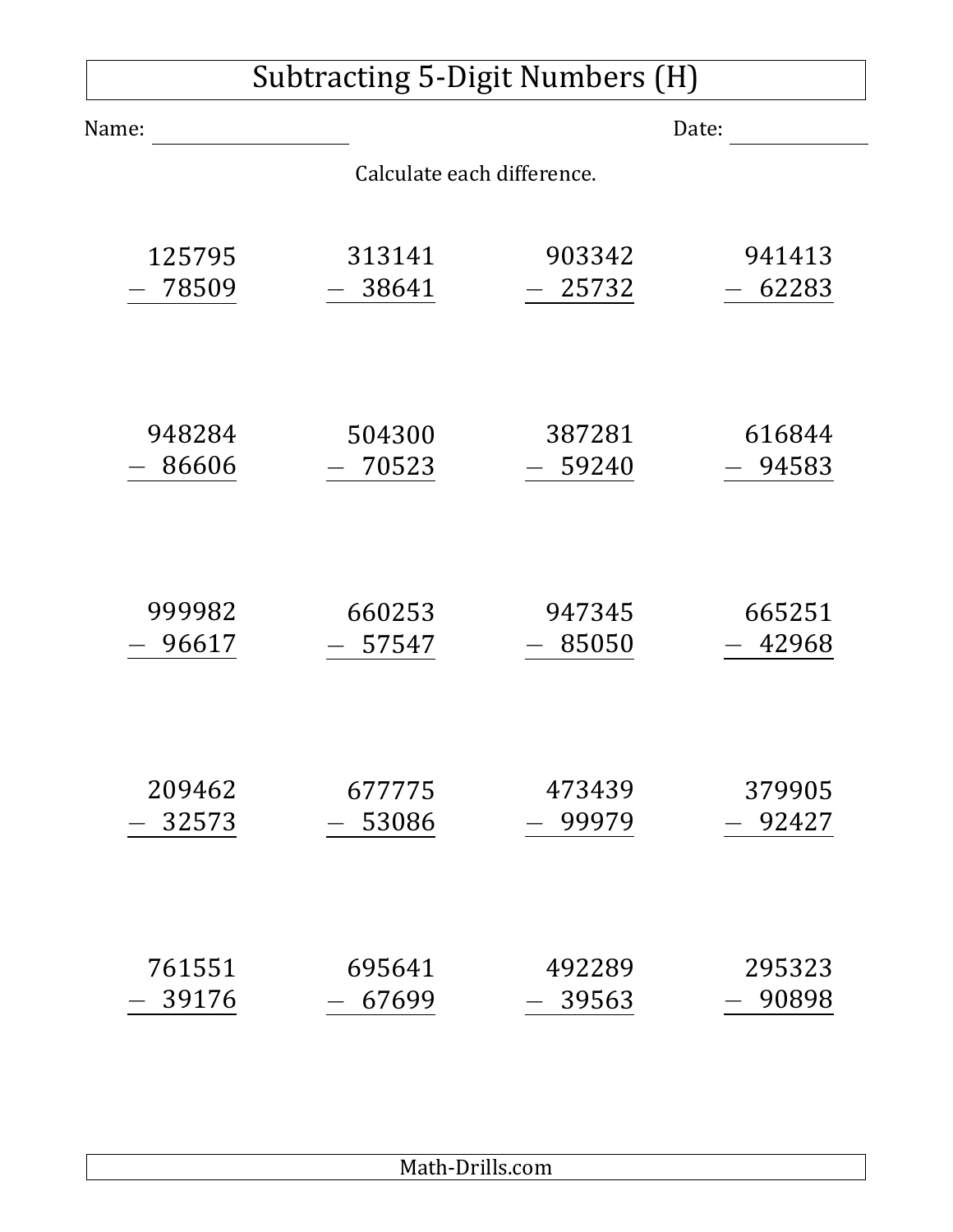# Subtracting 5-Digit Numbers (H)

Name: ____________________ Date: ______________

Calculate each difference.

| | | | |
|---|---|---|---|
| $125795 - 78509$ | $313141 - 38641$ | $903342 - 25732$ | $941413 - 62283$ |
| $948284 - 86606$ | $504300 - 70523$ | $387281 - 59240$ | $616844 - 94583$ |
| $999982 - 96617$ | $660253 - 57547$ | $947345 - 85050$ | $665251 - 42968$ |
| $209462 - 32573$ | $677775 - 53086$ | $473439 - 99979$ | $379905 - 92427$ |
| $761551 - 39176$ | $695641 - 67699$ | $492289 - 39563$ | $295323 - 90898$ |

Math-Drills.com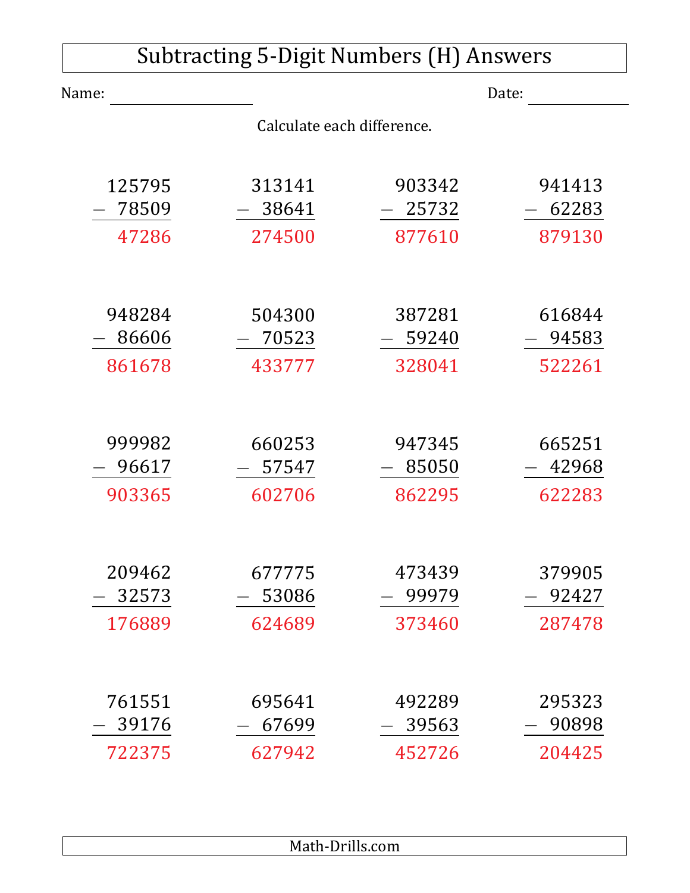# Subtracting 5-Digit Numbers (H) Answers

Name: ____________________ Date: ______________

Calculate each difference.

$$\begin{array}{r} 125795 \\ -\ \ 78509 \\ \hline 47286 \end{array} \qquad \begin{array}{r} 313141 \\ -\ \ 38641 \\ \hline 274500 \end{array} \qquad \begin{array}{r} 903342 \\ -\ \ 25732 \\ \hline 877610 \end{array} \qquad \begin{array}{r} 941413 \\ -\ \ 62283 \\ \hline 879130 \end{array}$$

$$\begin{array}{r} 948284 \\ -\ \ 86606 \\ \hline 861678 \end{array} \qquad \begin{array}{r} 504300 \\ -\ \ 70523 \\ \hline 433777 \end{array} \qquad \begin{array}{r} 387281 \\ -\ \ 59240 \\ \hline 328041 \end{array} \qquad \begin{array}{r} 616844 \\ -\ \ 94583 \\ \hline 522261 \end{array}$$

$$\begin{array}{r} 999982 \\ -\ \ 96617 \\ \hline 903365 \end{array} \qquad \begin{array}{r} 660253 \\ -\ \ 57547 \\ \hline 602706 \end{array} \qquad \begin{array}{r} 947345 \\ -\ \ 85050 \\ \hline 862295 \end{array} \qquad \begin{array}{r} 665251 \\ -\ \ 42968 \\ \hline 622283 \end{array}$$

$$\begin{array}{r} 209462 \\ -\ \ 32573 \\ \hline 176889 \end{array} \qquad \begin{array}{r} 677775 \\ -\ \ 53086 \\ \hline 624689 \end{array} \qquad \begin{array}{r} 473439 \\ -\ \ 99979 \\ \hline 373460 \end{array} \qquad \begin{array}{r} 379905 \\ -\ \ 92427 \\ \hline 287478 \end{array}$$

$$\begin{array}{r} 761551 \\ -\ \ 39176 \\ \hline 722375 \end{array} \qquad \begin{array}{r} 695641 \\ -\ \ 67699 \\ \hline 627942 \end{array} \qquad \begin{array}{r} 492289 \\ -\ \ 39563 \\ \hline 452726 \end{array} \qquad \begin{array}{r} 295323 \\ -\ \ 90898 \\ \hline 204425 \end{array}$$

Math-Drills.com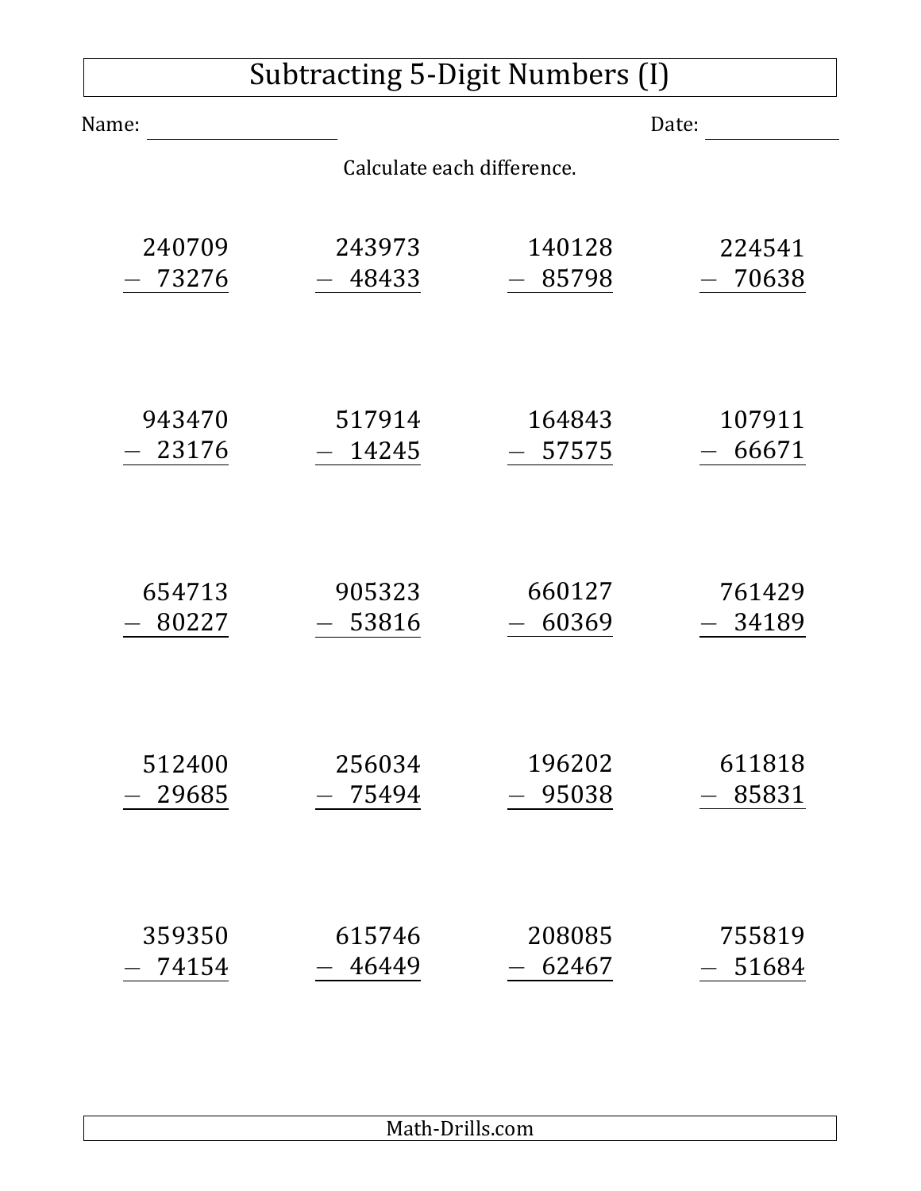# Subtracting 5-Digit Numbers (I)

Name: ____________________ Date: ____________

Calculate each difference.

$$\begin{array}{r} 240709 \\ -\ \ 73276 \\ \hline \end{array}$$

$$\begin{array}{r} 243973 \\ -\ \ 48433 \\ \hline \end{array}$$

$$\begin{array}{r} 140128 \\ -\ \ 85798 \\ \hline \end{array}$$

$$\begin{array}{r} 224541 \\ -\ \ 70638 \\ \hline \end{array}$$

$$\begin{array}{r} 943470 \\ -\ \ 23176 \\ \hline \end{array}$$

$$\begin{array}{r} 517914 \\ -\ \ 14245 \\ \hline \end{array}$$

$$\begin{array}{r} 164843 \\ -\ \ 57575 \\ \hline \end{array}$$

$$\begin{array}{r} 107911 \\ -\ \ 66671 \\ \hline \end{array}$$

$$\begin{array}{r} 654713 \\ -\ \ 80227 \\ \hline \end{array}$$

$$\begin{array}{r} 905323 \\ -\ \ 53816 \\ \hline \end{array}$$

$$\begin{array}{r} 660127 \\ -\ \ 60369 \\ \hline \end{array}$$

$$\begin{array}{r} 761429 \\ -\ \ 34189 \\ \hline \end{array}$$

$$\begin{array}{r} 512400 \\ -\ \ 29685 \\ \hline \end{array}$$

$$\begin{array}{r} 256034 \\ -\ \ 75494 \\ \hline \end{array}$$

$$\begin{array}{r} 196202 \\ -\ \ 95038 \\ \hline \end{array}$$

$$\begin{array}{r} 611818 \\ -\ \ 85831 \\ \hline \end{array}$$

$$\begin{array}{r} 359350 \\ -\ \ 74154 \\ \hline \end{array}$$

$$\begin{array}{r} 615746 \\ -\ \ 46449 \\ \hline \end{array}$$

$$\begin{array}{r} 208085 \\ -\ \ 62467 \\ \hline \end{array}$$

$$\begin{array}{r} 755819 \\ -\ \ 51684 \\ \hline \end{array}$$

Math-Drills.com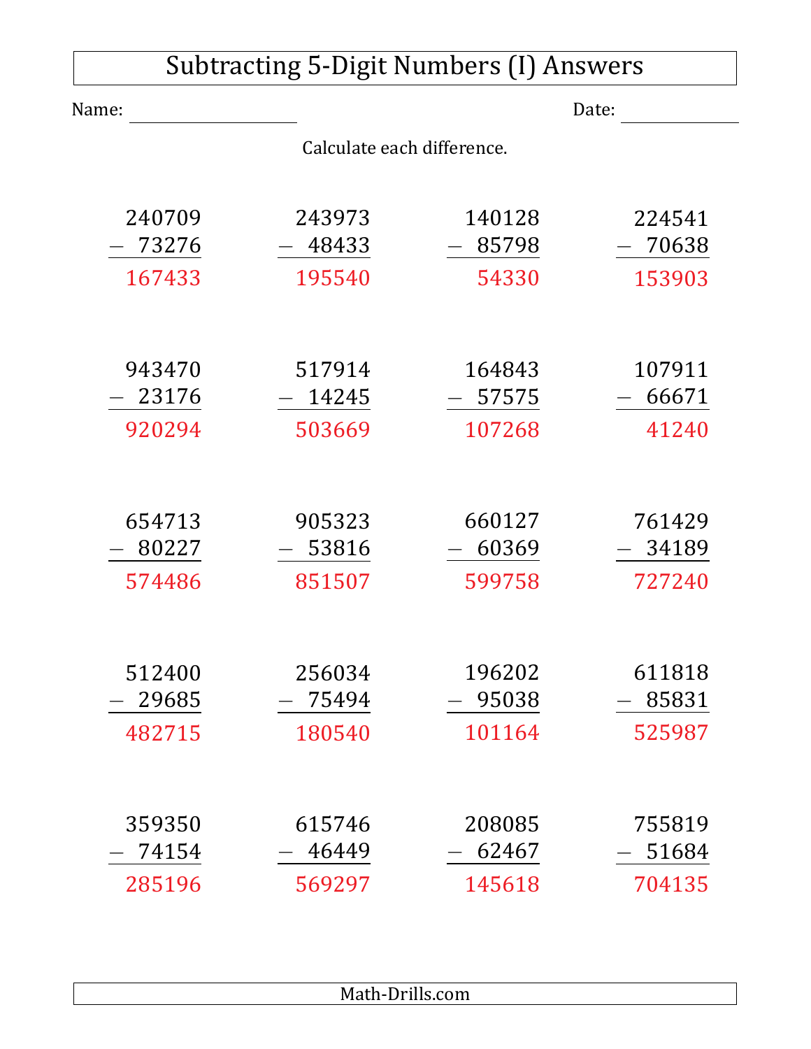# Subtracting 5-Digit Numbers (I) Answers

Name: ________________ Date: ____________

Calculate each difference.

| | | | |
|---|---|---|---|
| 240709 − 73276 = 167433 | 243973 − 48433 = 195540 | 140128 − 85798 = 54330 | 224541 − 70638 = 153903 |
| 943470 − 23176 = 920294 | 517914 − 14245 = 503669 | 164843 − 57575 = 107268 | 107911 − 66671 = 41240 |
| 654713 − 80227 = 574486 | 905323 − 53816 = 851507 | 660127 − 60369 = 599758 | 761429 − 34189 = 727240 |
| 512400 − 29685 = 482715 | 256034 − 75494 = 180540 | 196202 − 95038 = 101164 | 611818 − 85831 = 525987 |
| 359350 − 74154 = 285196 | 615746 − 46449 = 569297 | 208085 − 62467 = 145618 | 755819 − 51684 = 704135 |

Math-Drills.com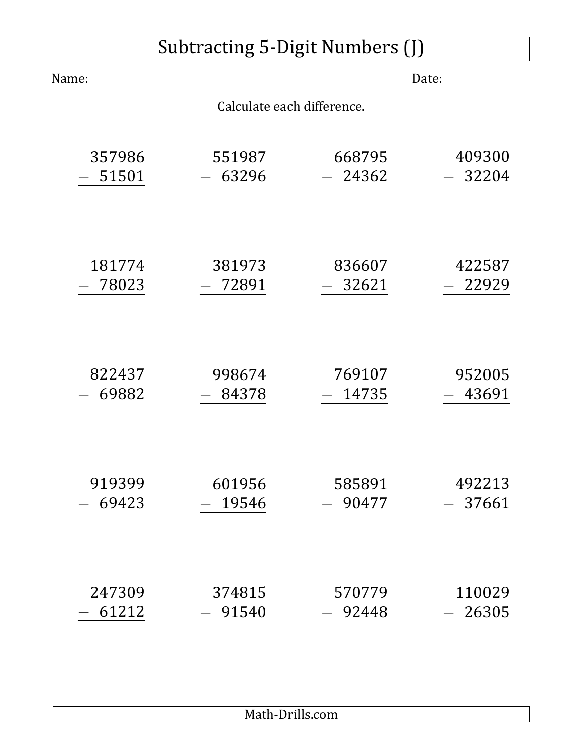# Subtracting 5-Digit Numbers (J)

Name: ____________________ Date: ______________

Calculate each difference.

| | | | |
|---|---|---|---|
| $\begin{array}{r} 357986 \\ -\ 51501 \\ \hline \end{array}$ | $\begin{array}{r} 551987 \\ -\ 63296 \\ \hline \end{array}$ | $\begin{array}{r} 668795 \\ -\ 24362 \\ \hline \end{array}$ | $\begin{array}{r} 409300 \\ -\ 32204 \\ \hline \end{array}$ |
| $\begin{array}{r} 181774 \\ -\ 78023 \\ \hline \end{array}$ | $\begin{array}{r} 381973 \\ -\ 72891 \\ \hline \end{array}$ | $\begin{array}{r} 836607 \\ -\ 32621 \\ \hline \end{array}$ | $\begin{array}{r} 422587 \\ -\ 22929 \\ \hline \end{array}$ |
| $\begin{array}{r} 822437 \\ -\ 69882 \\ \hline \end{array}$ | $\begin{array}{r} 998674 \\ -\ 84378 \\ \hline \end{array}$ | $\begin{array}{r} 769107 \\ -\ 14735 \\ \hline \end{array}$ | $\begin{array}{r} 952005 \\ -\ 43691 \\ \hline \end{array}$ |
| $\begin{array}{r} 919399 \\ -\ 69423 \\ \hline \end{array}$ | $\begin{array}{r} 601956 \\ -\ 19546 \\ \hline \end{array}$ | $\begin{array}{r} 585891 \\ -\ 90477 \\ \hline \end{array}$ | $\begin{array}{r} 492213 \\ -\ 37661 \\ \hline \end{array}$ |
| $\begin{array}{r} 247309 \\ -\ 61212 \\ \hline \end{array}$ | $\begin{array}{r} 374815 \\ -\ 91540 \\ \hline \end{array}$ | $\begin{array}{r} 570779 \\ -\ 92448 \\ \hline \end{array}$ | $\begin{array}{r} 110029 \\ -\ 26305 \\ \hline \end{array}$ |

Math-Drills.com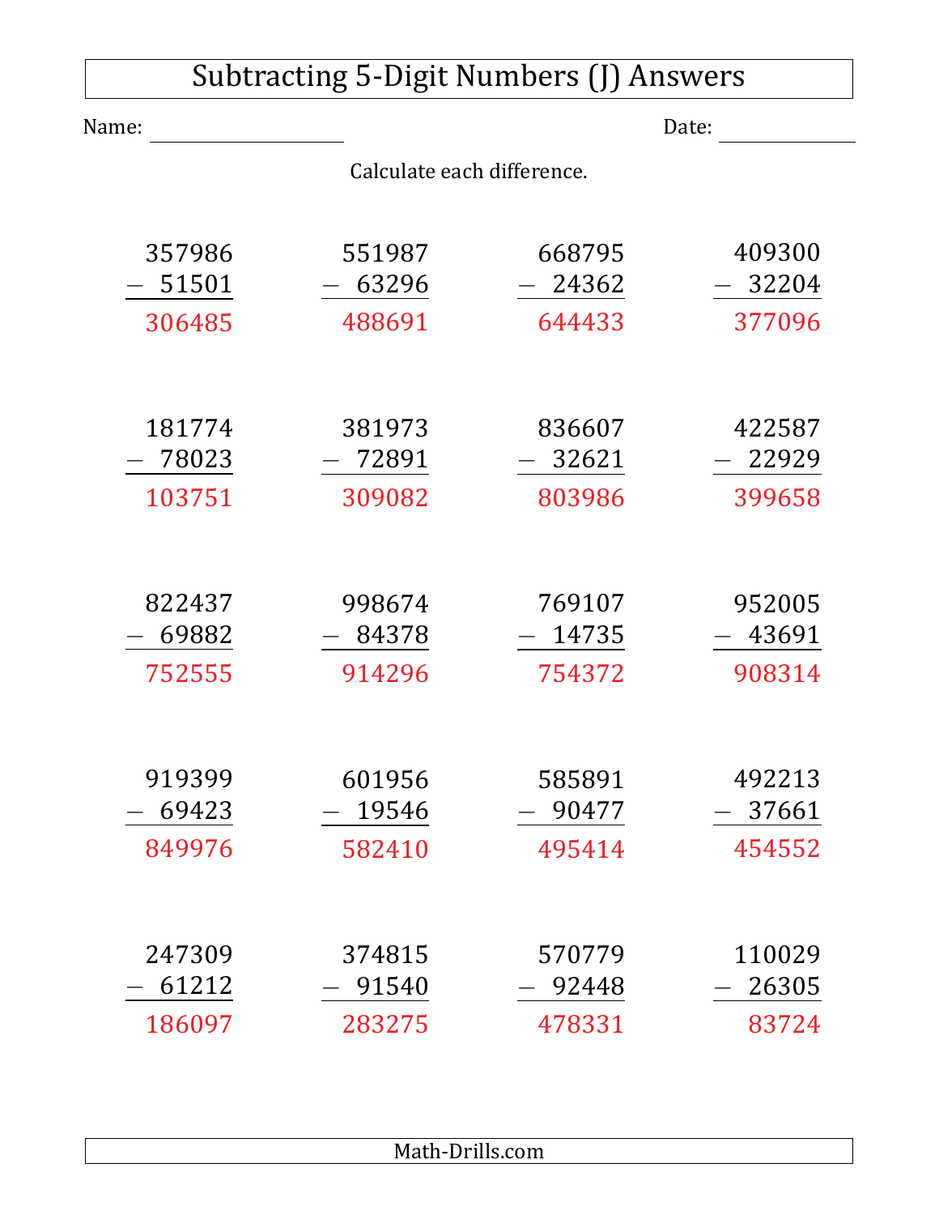# Subtracting 5-Digit Numbers (J) Answers

Name: ____________________ Date: ____________

Calculate each difference.

| | | | |
|---|---|---|---|
| 357986 − 51501 = 306485 | 551987 − 63296 = 488691 | 668795 − 24362 = 644433 | 409300 − 32204 = 377096 |
| 181774 − 78023 = 103751 | 381973 − 72891 = 309082 | 836607 − 32621 = 803986 | 422587 − 22929 = 399658 |
| 822437 − 69882 = 752555 | 998674 − 84378 = 914296 | 769107 − 14735 = 754372 | 952005 − 43691 = 908314 |
| 919399 − 69423 = 849976 | 601956 − 19546 = 582410 | 585891 − 90477 = 495414 | 492213 − 37661 = 454552 |
| 247309 − 61212 = 186097 | 374815 − 91540 = 283275 | 570779 − 92448 = 478331 | 110029 − 26305 = 83724 |

Math-Drills.com